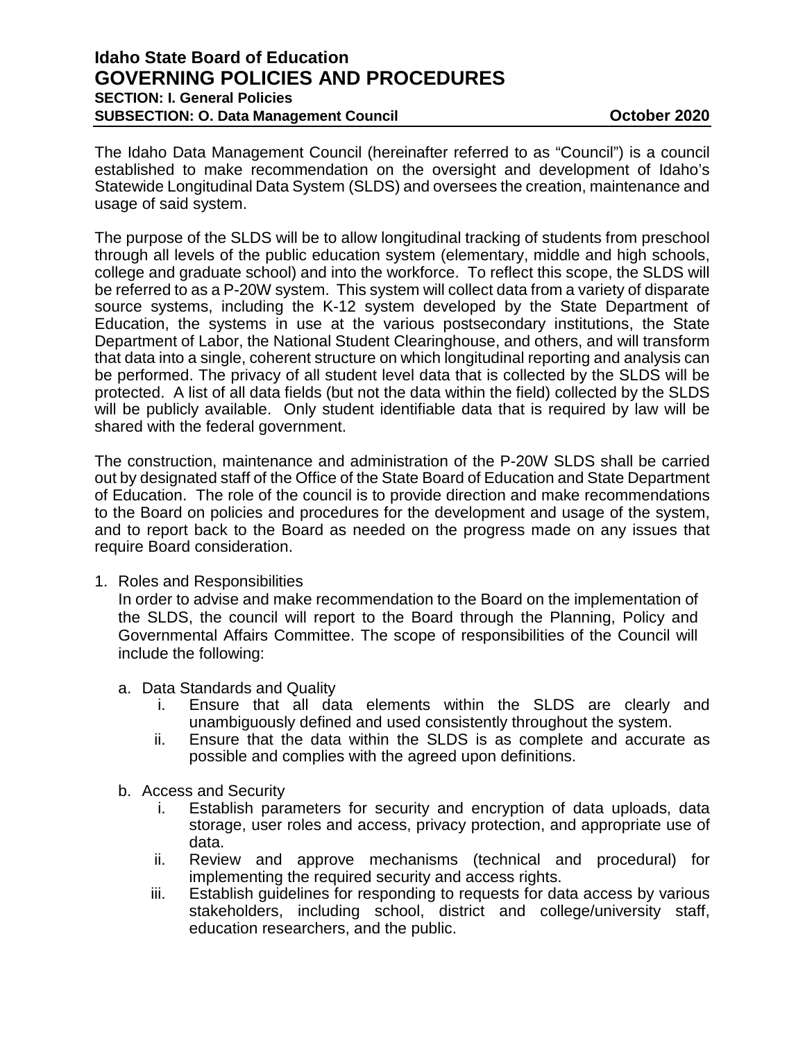# Idaho State Board of Education
# GOVERNING POLICIES AND PROCEDURES
**SECTION: I. General Policies**
**SUBSECTION: O. Data Management Council** **October 2020**

The Idaho Data Management Council (hereinafter referred to as "Council") is a council established to make recommendation on the oversight and development of Idaho's Statewide Longitudinal Data System (SLDS) and oversees the creation, maintenance and usage of said system.

The purpose of the SLDS will be to allow longitudinal tracking of students from preschool through all levels of the public education system (elementary, middle and high schools, college and graduate school) and into the workforce. To reflect this scope, the SLDS will be referred to as a P-20W system. This system will collect data from a variety of disparate source systems, including the K-12 system developed by the State Department of Education, the systems in use at the various postsecondary institutions, the State Department of Labor, the National Student Clearinghouse, and others, and will transform that data into a single, coherent structure on which longitudinal reporting and analysis can be performed. The privacy of all student level data that is collected by the SLDS will be protected. A list of all data fields (but not the data within the field) collected by the SLDS will be publicly available. Only student identifiable data that is required by law will be shared with the federal government.

The construction, maintenance and administration of the P-20W SLDS shall be carried out by designated staff of the Office of the State Board of Education and State Department of Education. The role of the council is to provide direction and make recommendations to the Board on policies and procedures for the development and usage of the system, and to report back to the Board as needed on the progress made on any issues that require Board consideration.

1. Roles and Responsibilities
   In order to advise and make recommendation to the Board on the implementation of the SLDS, the council will report to the Board through the Planning, Policy and Governmental Affairs Committee. The scope of responsibilities of the Council will include the following:

   a. Data Standards and Quality
      i. Ensure that all data elements within the SLDS are clearly and unambiguously defined and used consistently throughout the system.
      ii. Ensure that the data within the SLDS is as complete and accurate as possible and complies with the agreed upon definitions.

   b. Access and Security
      i. Establish parameters for security and encryption of data uploads, data storage, user roles and access, privacy protection, and appropriate use of data.
      ii. Review and approve mechanisms (technical and procedural) for implementing the required security and access rights.
      iii. Establish guidelines for responding to requests for data access by various stakeholders, including school, district and college/university staff, education researchers, and the public.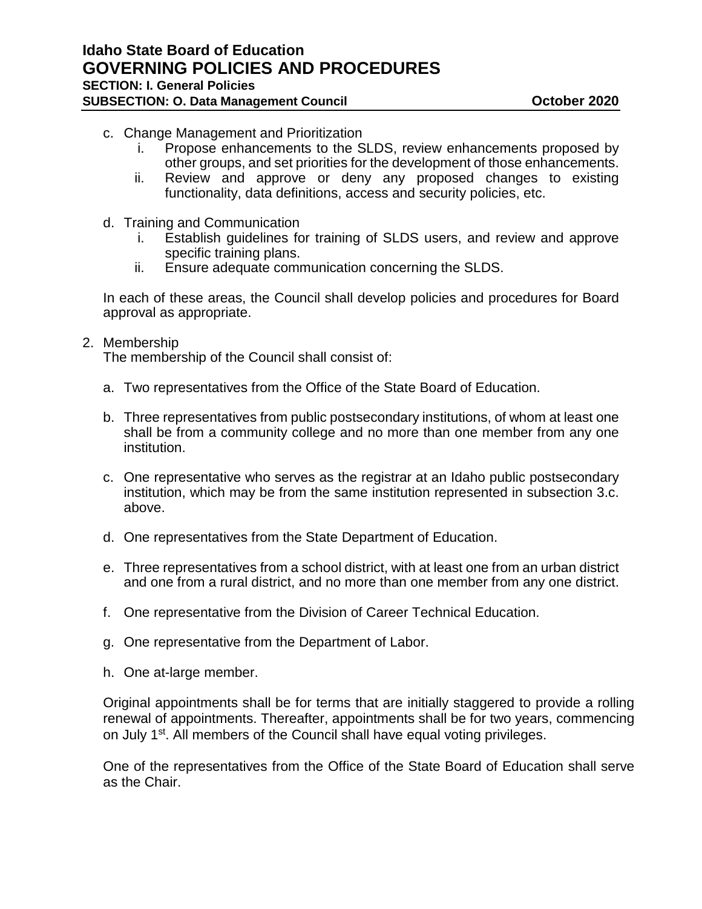c. Change Management and Prioritization
   i. Propose enhancements to the SLDS, review enhancements proposed by other groups, and set priorities for the development of those enhancements.
   ii. Review and approve or deny any proposed changes to existing functionality, data definitions, access and security policies, etc.

d. Training and Communication
   i. Establish guidelines for training of SLDS users, and review and approve specific training plans.
   ii. Ensure adequate communication concerning the SLDS.

In each of these areas, the Council shall develop policies and procedures for Board approval as appropriate.

2. Membership
   The membership of the Council shall consist of:

   a. Two representatives from the Office of the State Board of Education.

   b. Three representatives from public postsecondary institutions, of whom at least one shall be from a community college and no more than one member from any one institution.

   c. One representative who serves as the registrar at an Idaho public postsecondary institution, which may be from the same institution represented in subsection 3.c. above.

   d. One representatives from the State Department of Education.

   e. Three representatives from a school district, with at least one from an urban district and one from a rural district, and no more than one member from any one district.

   f. One representative from the Division of Career Technical Education.

   g. One representative from the Department of Labor.

   h. One at-large member.

   Original appointments shall be for terms that are initially staggered to provide a rolling renewal of appointments. Thereafter, appointments shall be for two years, commencing on July 1st. All members of the Council shall have equal voting privileges.

   One of the representatives from the Office of the State Board of Education shall serve as the Chair.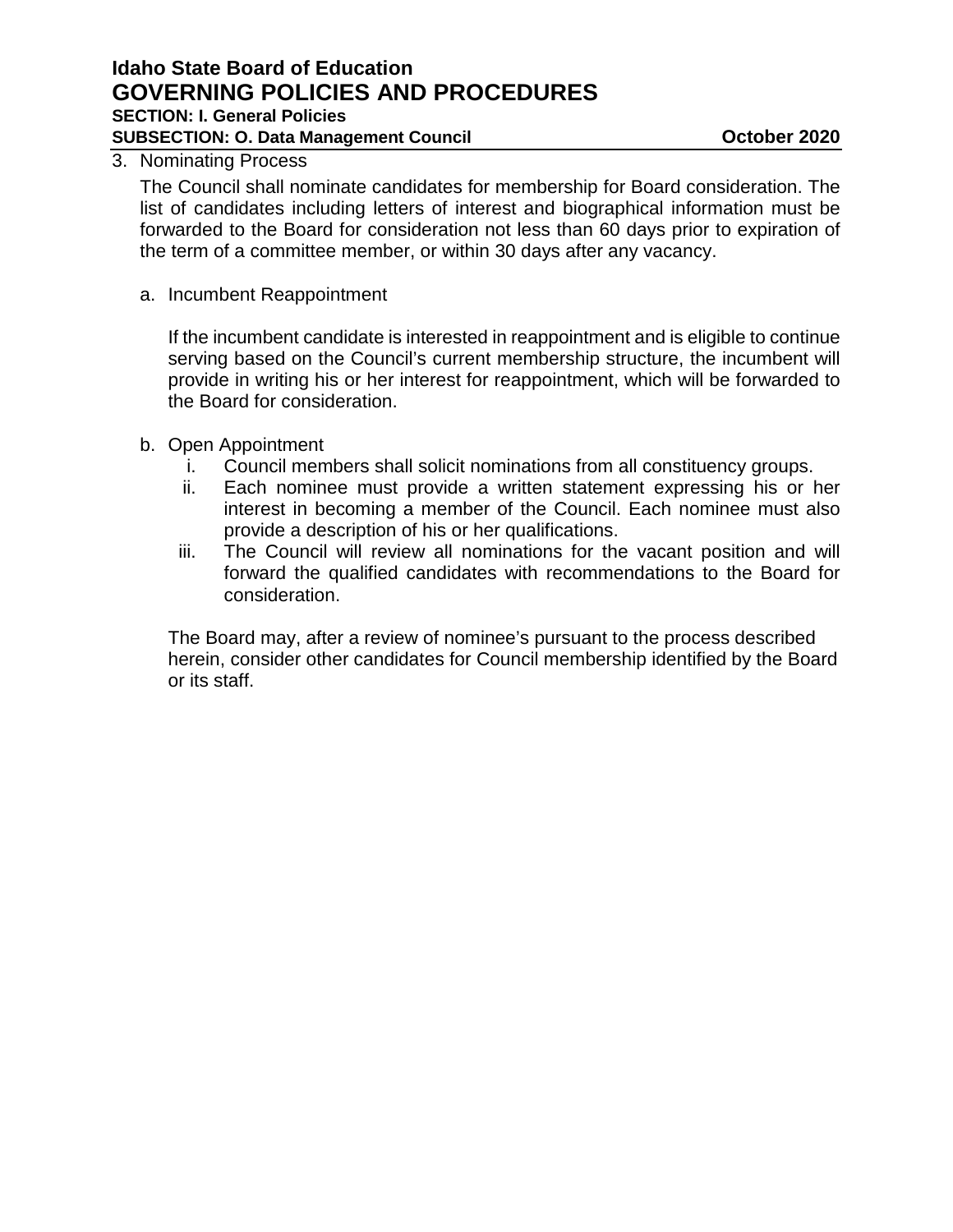3. Nominating Process

   The Council shall nominate candidates for membership for Board consideration. The list of candidates including letters of interest and biographical information must be forwarded to the Board for consideration not less than 60 days prior to expiration of the term of a committee member, or within 30 days after any vacancy.

   a. Incumbent Reappointment

      If the incumbent candidate is interested in reappointment and is eligible to continue serving based on the Council's current membership structure, the incumbent will provide in writing his or her interest for reappointment, which will be forwarded to the Board for consideration.

   b. Open Appointment

      i. Council members shall solicit nominations from all constituency groups.
      ii. Each nominee must provide a written statement expressing his or her interest in becoming a member of the Council. Each nominee must also provide a description of his or her qualifications.
      iii. The Council will review all nominations for the vacant position and will forward the qualified candidates with recommendations to the Board for consideration.

      The Board may, after a review of nominee's pursuant to the process described herein, consider other candidates for Council membership identified by the Board or its staff.